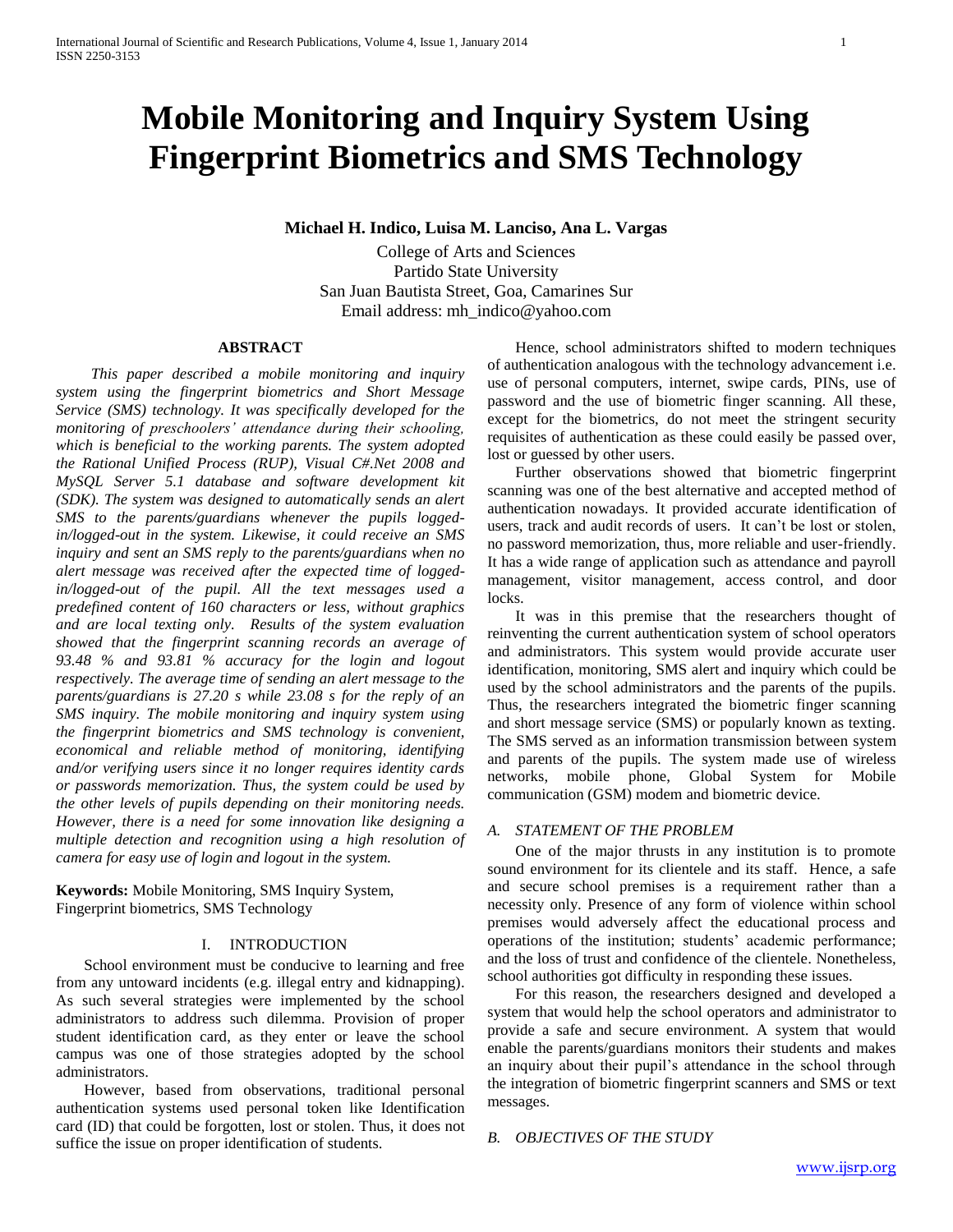# Mobile Monitoring and Inquiry System Using Fingerprint Biometrics and SMS Technology

**Michael H. Indico, Luisa M. Lanciso, Ana L. Vargas**

College of Arts and Sciences
Partido State University
San Juan Bautista Street, Goa, Camarines Sur
Email address: mh_indico@yahoo.com

## ABSTRACT

*This paper described a mobile monitoring and inquiry system using the fingerprint biometrics and Short Message Service (SMS) technology. It was specifically developed for the monitoring of preschoolers' attendance during their schooling, which is beneficial to the working parents. The system adopted the Rational Unified Process (RUP), Visual C#.Net 2008 and MySQL Server 5.1 database and software development kit (SDK). The system was designed to automatically sends an alert SMS to the parents/guardians whenever the pupils logged-in/logged-out in the system. Likewise, it could receive an SMS inquiry and sent an SMS reply to the parents/guardians when no alert message was received after the expected time of logged-in/logged-out of the pupil. All the text messages used a predefined content of 160 characters or less, without graphics and are local texting only. Results of the system evaluation showed that the fingerprint scanning records an average of 93.48 % and 93.81 % accuracy for the login and logout respectively. The average time of sending an alert message to the parents/guardians is 27.20 s while 23.08 s for the reply of an SMS inquiry. The mobile monitoring and inquiry system using the fingerprint biometrics and SMS technology is convenient, economical and reliable method of monitoring, identifying and/or verifying users since it no longer requires identity cards or passwords memorization. Thus, the system could be used by the other levels of pupils depending on their monitoring needs. However, there is a need for some innovation like designing a multiple detection and recognition using a high resolution of camera for easy use of login and logout in the system.*

**Keywords:** Mobile Monitoring, SMS Inquiry System, Fingerprint biometrics, SMS Technology

## I. INTRODUCTION

School environment must be conducive to learning and free from any untoward incidents (e.g. illegal entry and kidnapping). As such several strategies were implemented by the school administrators to address such dilemma. Provision of proper student identification card, as they enter or leave the school campus was one of those strategies adopted by the school administrators.

However, based from observations, traditional personal authentication systems used personal token like Identification card (ID) that could be forgotten, lost or stolen. Thus, it does not suffice the issue on proper identification of students.

Hence, school administrators shifted to modern techniques of authentication analogous with the technology advancement i.e. use of personal computers, internet, swipe cards, PINs, use of password and the use of biometric finger scanning. All these, except for the biometrics, do not meet the stringent security requisites of authentication as these could easily be passed over, lost or guessed by other users.

Further observations showed that biometric fingerprint scanning was one of the best alternative and accepted method of authentication nowadays. It provided accurate identification of users, track and audit records of users. It can't be lost or stolen, no password memorization, thus, more reliable and user-friendly. It has a wide range of application such as attendance and payroll management, visitor management, access control, and door locks.

It was in this premise that the researchers thought of reinventing the current authentication system of school operators and administrators. This system would provide accurate user identification, monitoring, SMS alert and inquiry which could be used by the school administrators and the parents of the pupils. Thus, the researchers integrated the biometric finger scanning and short message service (SMS) or popularly known as texting. The SMS served as an information transmission between system and parents of the pupils. The system made use of wireless networks, mobile phone, Global System for Mobile communication (GSM) modem and biometric device.

### A. STATEMENT OF THE PROBLEM

One of the major thrusts in any institution is to promote sound environment for its clientele and its staff. Hence, a safe and secure school premises is a requirement rather than a necessity only. Presence of any form of violence within school premises would adversely affect the educational process and operations of the institution; students' academic performance; and the loss of trust and confidence of the clientele. Nonetheless, school authorities got difficulty in responding these issues.

For this reason, the researchers designed and developed a system that would help the school operators and administrator to provide a safe and secure environment. A system that would enable the parents/guardians monitors their students and makes an inquiry about their pupil's attendance in the school through the integration of biometric fingerprint scanners and SMS or text messages.

### B. OBJECTIVES OF THE STUDY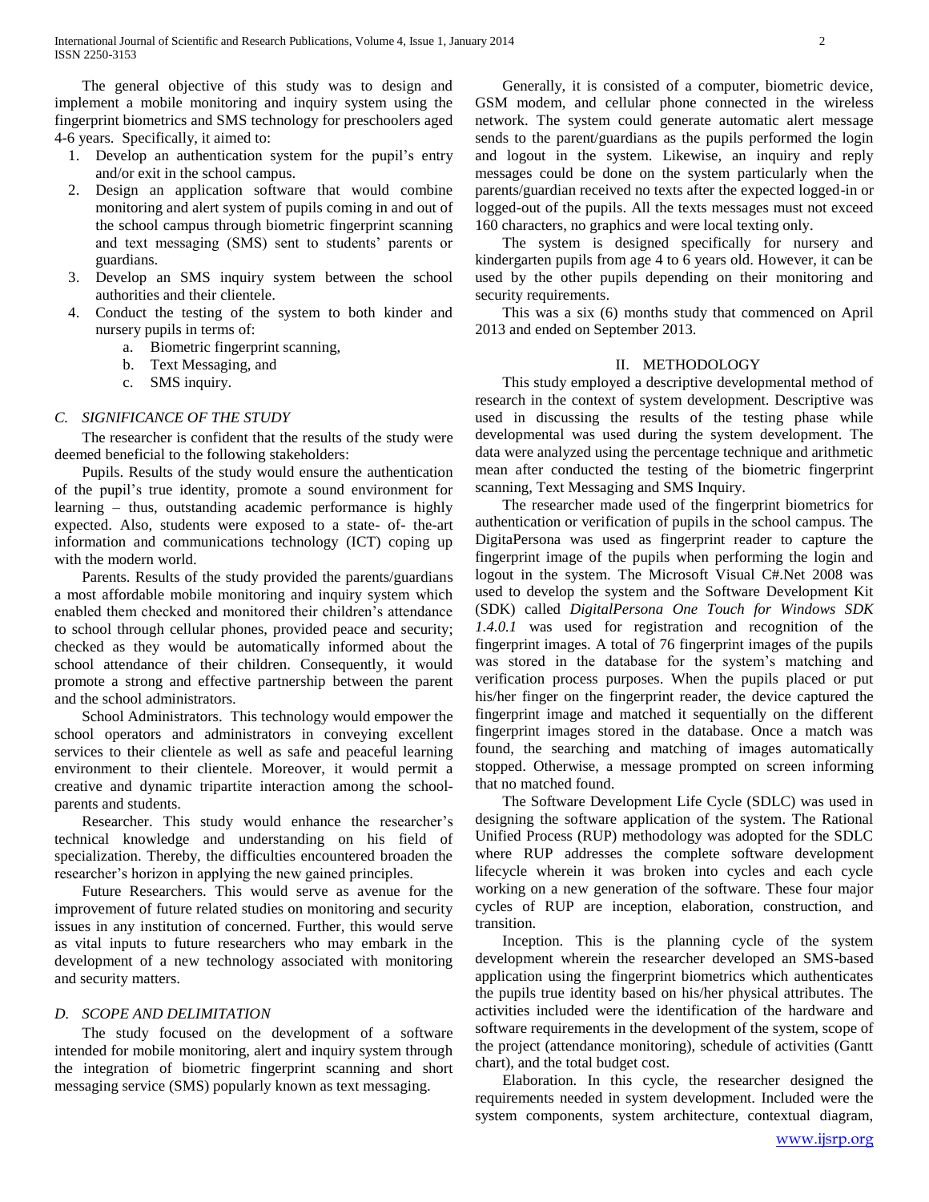The general objective of this study was to design and implement a mobile monitoring and inquiry system using the fingerprint biometrics and SMS technology for preschoolers aged 4-6 years. Specifically, it aimed to:

1. Develop an authentication system for the pupil's entry and/or exit in the school campus.
2. Design an application software that would combine monitoring and alert system of pupils coming in and out of the school campus through biometric fingerprint scanning and text messaging (SMS) sent to students' parents or guardians.
3. Develop an SMS inquiry system between the school authorities and their clientele.
4. Conduct the testing of the system to both kinder and nursery pupils in terms of:
   a. Biometric fingerprint scanning,
   b. Text Messaging, and
   c. SMS inquiry.

### *C. SIGNIFICANCE OF THE STUDY*

The researcher is confident that the results of the study were deemed beneficial to the following stakeholders:

Pupils. Results of the study would ensure the authentication of the pupil's true identity, promote a sound environment for learning – thus, outstanding academic performance is highly expected. Also, students were exposed to a state- of- the-art information and communications technology (ICT) coping up with the modern world.

Parents. Results of the study provided the parents/guardians a most affordable mobile monitoring and inquiry system which enabled them checked and monitored their children's attendance to school through cellular phones, provided peace and security; checked as they would be automatically informed about the school attendance of their children. Consequently, it would promote a strong and effective partnership between the parent and the school administrators.

School Administrators. This technology would empower the school operators and administrators in conveying excellent services to their clientele as well as safe and peaceful learning environment to their clientele. Moreover, it would permit a creative and dynamic tripartite interaction among the school-parents and students.

Researcher. This study would enhance the researcher's technical knowledge and understanding on his field of specialization. Thereby, the difficulties encountered broaden the researcher's horizon in applying the new gained principles.

Future Researchers. This would serve as avenue for the improvement of future related studies on monitoring and security issues in any institution of concerned. Further, this would serve as vital inputs to future researchers who may embark in the development of a new technology associated with monitoring and security matters.

### *D. SCOPE AND DELIMITATION*

The study focused on the development of a software intended for mobile monitoring, alert and inquiry system through the integration of biometric fingerprint scanning and short messaging service (SMS) popularly known as text messaging.

Generally, it is consisted of a computer, biometric device, GSM modem, and cellular phone connected in the wireless network. The system could generate automatic alert message sends to the parent/guardians as the pupils performed the login and logout in the system. Likewise, an inquiry and reply messages could be done on the system particularly when the parents/guardian received no texts after the expected logged-in or logged-out of the pupils. All the texts messages must not exceed 160 characters, no graphics and were local texting only.

The system is designed specifically for nursery and kindergarten pupils from age 4 to 6 years old. However, it can be used by the other pupils depending on their monitoring and security requirements.

This was a six (6) months study that commenced on April 2013 and ended on September 2013.

## II. METHODOLOGY

This study employed a descriptive developmental method of research in the context of system development. Descriptive was used in discussing the results of the testing phase while developmental was used during the system development. The data were analyzed using the percentage technique and arithmetic mean after conducted the testing of the biometric fingerprint scanning, Text Messaging and SMS Inquiry.

The researcher made used of the fingerprint biometrics for authentication or verification of pupils in the school campus. The DigitaPersona was used as fingerprint reader to capture the fingerprint image of the pupils when performing the login and logout in the system. The Microsoft Visual C#.Net 2008 was used to develop the system and the Software Development Kit (SDK) called *DigitalPersona One Touch for Windows SDK 1.4.0.1* was used for registration and recognition of the fingerprint images. A total of 76 fingerprint images of the pupils was stored in the database for the system's matching and verification process purposes. When the pupils placed or put his/her finger on the fingerprint reader, the device captured the fingerprint image and matched it sequentially on the different fingerprint images stored in the database. Once a match was found, the searching and matching of images automatically stopped. Otherwise, a message prompted on screen informing that no matched found.

The Software Development Life Cycle (SDLC) was used in designing the software application of the system. The Rational Unified Process (RUP) methodology was adopted for the SDLC where RUP addresses the complete software development lifecycle wherein it was broken into cycles and each cycle working on a new generation of the software. These four major cycles of RUP are inception, elaboration, construction, and transition.

Inception. This is the planning cycle of the system development wherein the researcher developed an SMS-based application using the fingerprint biometrics which authenticates the pupils true identity based on his/her physical attributes. The activities included were the identification of the hardware and software requirements in the development of the system, scope of the project (attendance monitoring), schedule of activities (Gantt chart), and the total budget cost.

Elaboration. In this cycle, the researcher designed the requirements needed in system development. Included were the system components, system architecture, contextual diagram,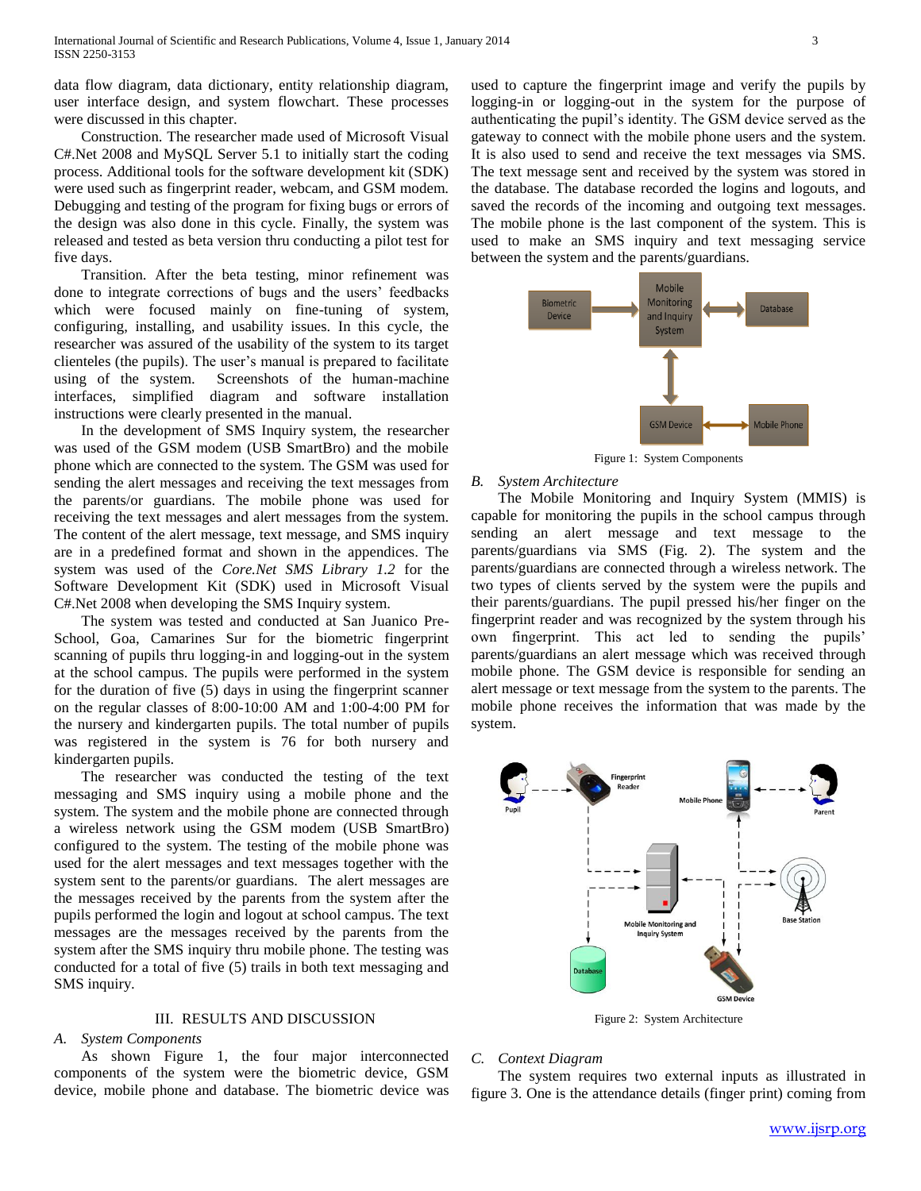data flow diagram, data dictionary, entity relationship diagram, user interface design, and system flowchart. These processes were discussed in this chapter.

Construction. The researcher made used of Microsoft Visual C#.Net 2008 and MySQL Server 5.1 to initially start the coding process. Additional tools for the software development kit (SDK) were used such as fingerprint reader, webcam, and GSM modem. Debugging and testing of the program for fixing bugs or errors of the design was also done in this cycle. Finally, the system was released and tested as beta version thru conducting a pilot test for five days.

Transition. After the beta testing, minor refinement was done to integrate corrections of bugs and the users' feedbacks which were focused mainly on fine-tuning of system, configuring, installing, and usability issues. In this cycle, the researcher was assured of the usability of the system to its target clienteles (the pupils). The user's manual is prepared to facilitate using of the system. Screenshots of the human-machine interfaces, simplified diagram and software installation instructions were clearly presented in the manual.

In the development of SMS Inquiry system, the researcher was used of the GSM modem (USB SmartBro) and the mobile phone which are connected to the system. The GSM was used for sending the alert messages and receiving the text messages from the parents/or guardians. The mobile phone was used for receiving the text messages and alert messages from the system. The content of the alert message, text message, and SMS inquiry are in a predefined format and shown in the appendices. The system was used of the *Core.Net SMS Library 1.2* for the Software Development Kit (SDK) used in Microsoft Visual C#.Net 2008 when developing the SMS Inquiry system.

The system was tested and conducted at San Juanico Pre-School, Goa, Camarines Sur for the biometric fingerprint scanning of pupils thru logging-in and logging-out in the system at the school campus. The pupils were performed in the system for the duration of five (5) days in using the fingerprint scanner on the regular classes of 8:00-10:00 AM and 1:00-4:00 PM for the nursery and kindergarten pupils. The total number of pupils was registered in the system is 76 for both nursery and kindergarten pupils.

The researcher was conducted the testing of the text messaging and SMS inquiry using a mobile phone and the system. The system and the mobile phone are connected through a wireless network using the GSM modem (USB SmartBro) configured to the system. The testing of the mobile phone was used for the alert messages and text messages together with the system sent to the parents/or guardians. The alert messages are the messages received by the parents from the system after the pupils performed the login and logout at school campus. The text messages are the messages received by the parents from the system after the SMS inquiry thru mobile phone. The testing was conducted for a total of five (5) trails in both text messaging and SMS inquiry.

## III. RESULTS AND DISCUSSION

### *A. System Components*

As shown Figure 1, the four major interconnected components of the system were the biometric device, GSM device, mobile phone and database. The biometric device was used to capture the fingerprint image and verify the pupils by logging-in or logging-out in the system for the purpose of authenticating the pupil's identity. The GSM device served as the gateway to connect with the mobile phone users and the system. It is also used to send and receive the text messages via SMS. The text message sent and received by the system was stored in the database. The database recorded the logins and logouts, and saved the records of the incoming and outgoing text messages. The mobile phone is the last component of the system. This is used to make an SMS inquiry and text messaging service between the system and the parents/guardians.

Figure 1: System Components

### *B. System Architecture*

The Mobile Monitoring and Inquiry System (MMIS) is capable for monitoring the pupils in the school campus through sending an alert message and text message to the parents/guardians via SMS (Fig. 2). The system and the parents/guardians are connected through a wireless network. The two types of clients served by the system were the pupils and their parents/guardians. The pupil pressed his/her finger on the fingerprint reader and was recognized by the system through his own fingerprint. This act led to sending the pupils' parents/guardians an alert message which was received through mobile phone. The GSM device is responsible for sending an alert message or text message from the system to the parents. The mobile phone receives the information that was made by the system.

Figure 2: System Architecture

### *C. Context Diagram*

The system requires two external inputs as illustrated in figure 3. One is the attendance details (finger print) coming from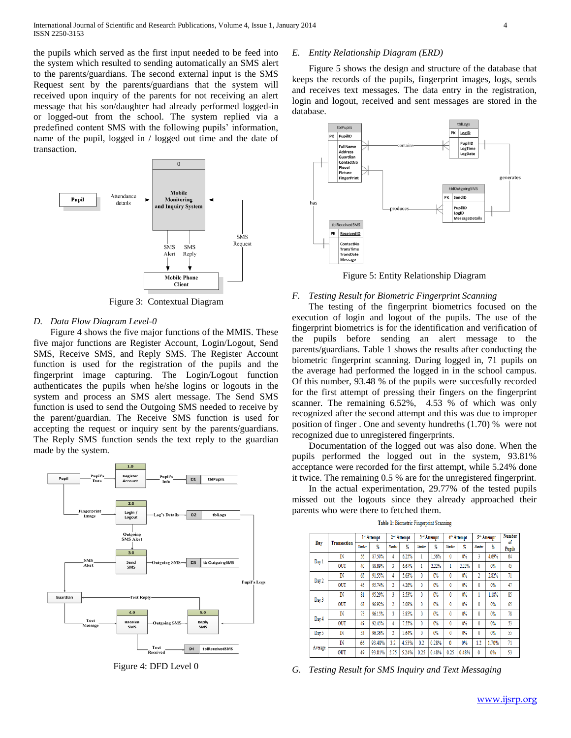the pupils which served as the first input needed to be feed into the system which resulted to sending automatically an SMS alert to the parents/guardians. The second external input is the SMS Request sent by the parents/guardians that the system will received upon inquiry of the parents for not receiving an alert message that his son/daughter had already performed logged-in or logged-out from the school. The system replied via a predefined content SMS with the following pupils' information, name of the pupil, logged in / logged out time and the date of transaction.

Figure 3: Contextual Diagram

### *D. Data Flow Diagram Level-0*

Figure 4 shows the five major functions of the MMIS. These five major functions are Register Account, Login/Logout, Send SMS, Receive SMS, and Reply SMS. The Register Account function is used for the registration of the pupils and the fingerprint image capturing. The Login/Logout function authenticates the pupils when he/she logins or logouts in the system and process an SMS alert message. The Send SMS function is used to send the Outgoing SMS needed to receive by the parent/guardian. The Receive SMS function is used for accepting the request or inquiry sent by the parents/guardians. The Reply SMS function sends the text reply to the guardian made by the system.

Figure 4: DFD Level 0

### *E. Entity Relationship Diagram (ERD)*

Figure 5 shows the design and structure of the database that keeps the records of the pupils, fingerprint images, logs, sends and receives text messages. The data entry in the registration, login and logout, received and sent messages are stored in the database.

Figure 5: Entity Relationship Diagram

### *F. Testing Result for Biometric Fingerprint Scanning*

The testing of the fingerprint biometrics focused on the execution of login and logout of the pupils. The use of the fingerprint biometrics is for the identification and verification of the pupils before sending an alert message to the parents/guardians. Table 1 shows the results after conducting the biometric fingerprint scanning. During logged in, 71 pupils on the average had performed the logged in in the school campus. Of this number, 93.48 % of the pupils were succesfully recorded for the first attempt of pressing their fingers on the fingerprint scanner. The remaining 6.52%, 4.53 % of which was only recognized after the second attempt and this was due to improper position of finger . One and seventy hundreths (1.70) % were not recognized due to unregistered fingerprints.

Documentation of the logged out was also done. When the pupils performed the logged out in the system, 93.81% acceptance were recorded for the first attempt, while 5.24% done it twice. The remaining 0.5 % are for the unregistered fingerprint.

In the actual experimentation, 29.77% of the tested pupils missed out the logouts since they already approached their parents who were there to fetched them.

Table 1: Biometric Fingerprint Scanning

| Day | Transaction | 1st Attempt | | 2nd Attempt | | 3rd Attempt | | 4th Attempt | | 5th Attempt | | Number of Pupils |
|---|---|---|---|---|---|---|---|---|---|---|---|---|
| | | Number | % | Number | % | Number | % | Number | % | Number | % | |
| Day 1 | IN | 56 | 87.50% | 4 | 6.25% | 1 | 1.56% | 0 | 0% | 3 | 4.69% | 64 |
| | OUT | 40 | 88.89% | 3 | 6.67% | 1 | 2.22% | 1 | 2.22% | 0 | 0% | 45 |
| Day 2 | IN | 65 | 91.55% | 4 | 5.63% | 0 | 0% | 0 | 0% | 2 | 2.82% | 71 |
| | OUT | 45 | 95.74% | 2 | 4.26% | 0 | 0% | 0 | 0% | 0 | 0% | 47 |
| Day 3 | IN | 81 | 95.29% | 3 | 3.53% | 0 | 0% | 0 | 0% | 1 | 1.18% | 85 |
| | OUT | 63 | 96.92% | 2 | 3.08% | 0 | 0% | 0 | 0% | 0 | 0% | 65 |
| Day 4 | IN | 75 | 96.15% | 3 | 3.85% | 0 | 0% | 0 | 0% | 0 | 0% | 78 |
| | OUT | 49 | 92.45% | 4 | 7.55% | 0 | 0% | 0 | 0% | 0 | 0% | 53 |
| Day 5 | IN | 53 | 96.36% | 2 | 3.64% | 0 | 0% | 0 | 0% | 0 | 0% | 55 |
| Average | IN | 66 | 93.48% | 3.2 | 4.53% | 0.2 | 0.28% | 0 | 0% | 1.2 | 1.70% | 71 |
| | OUT | 49 | 93.81% | 2.75 | 5.24% | 0.25 | 0.48% | 0.25 | 0.48% | 0 | 0% | 53 |

### *G. Testing Result for SMS Inquiry and Text Messaging*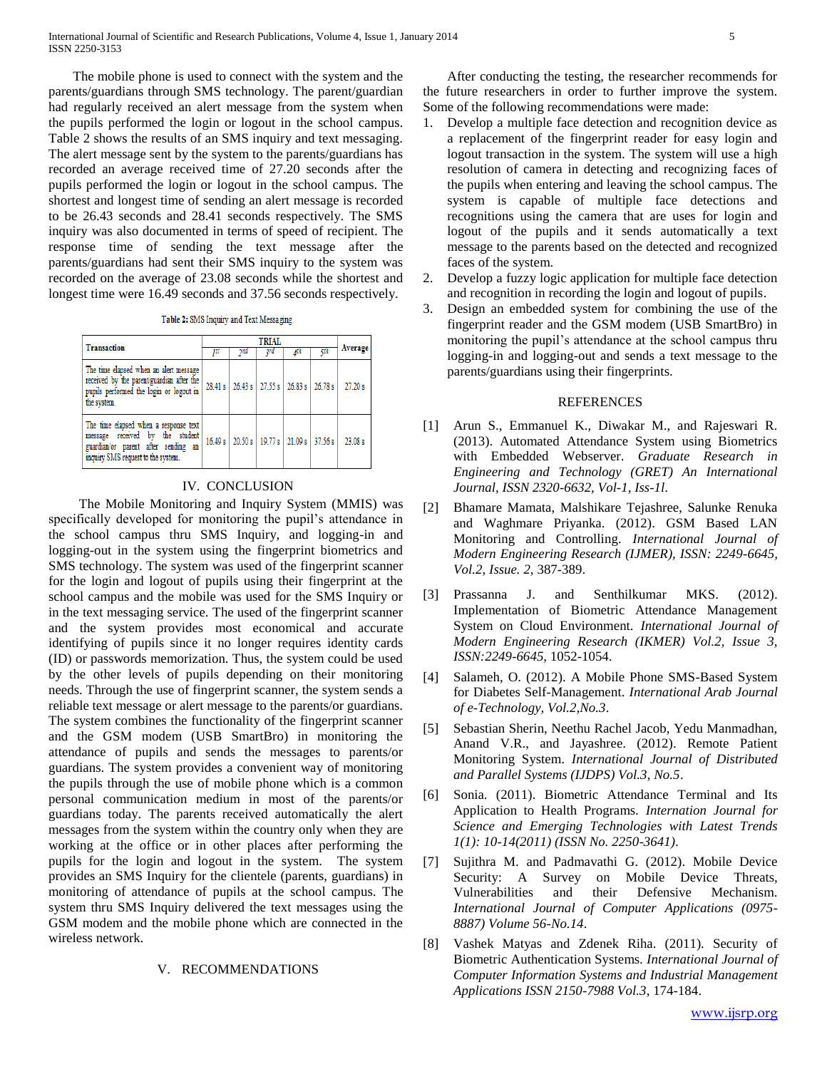The mobile phone is used to connect with the system and the parents/guardians through SMS technology. The parent/guardian had regularly received an alert message from the system when the pupils performed the login or logout in the school campus. Table 2 shows the results of an SMS inquiry and text messaging. The alert message sent by the system to the parents/guardians has recorded an average received time of 27.20 seconds after the pupils performed the login or logout in the school campus. The shortest and longest time of sending an alert message is recorded to be 26.43 seconds and 28.41 seconds respectively. The SMS inquiry was also documented in terms of speed of recipient. The response time of sending the text message after the parents/guardians had sent their SMS inquiry to the system was recorded on the average of 23.08 seconds while the shortest and longest time were 16.49 seconds and 37.56 seconds respectively.

Table 2: SMS Inquiry and Text Messaging

| Transaction | TRIAL | | | | | Average |
|---|---|---|---|---|---|---|
| | 1st | 2nd | 3rd | 4th | 5th | |
| The time elapsed when an alert message received by the parent/guardian after the pupils performed the login or logout in the system. | 28.41 s | 26.43 s | 27.55 s | 26.83 s | 26.78 s | 27.20 s |
| The time elapsed when a response text message received by the student guardian/or parent after sending an inquiry SMS request to the system. | 16.49 s | 20.50 s | 19.77 s | 21.09 s | 37.56 s | 23.08 s |

## IV. CONCLUSION

The Mobile Monitoring and Inquiry System (MMIS) was specifically developed for monitoring the pupil's attendance in the school campus thru SMS Inquiry, and logging-in and logging-out in the system using the fingerprint biometrics and SMS technology. The system was used of the fingerprint scanner for the login and logout of pupils using their fingerprint at the school campus and the mobile was used for the SMS Inquiry or in the text messaging service. The used of the fingerprint scanner and the system provides most economical and accurate identifying of pupils since it no longer requires identity cards (ID) or passwords memorization. Thus, the system could be used by the other levels of pupils depending on their monitoring needs. Through the use of fingerprint scanner, the system sends a reliable text message or alert message to the parents/or guardians. The system combines the functionality of the fingerprint scanner and the GSM modem (USB SmartBro) in monitoring the attendance of pupils and sends the messages to parents/or guardians. The system provides a convenient way of monitoring the pupils through the use of mobile phone which is a common personal communication medium in most of the parents/or guardians today. The parents received automatically the alert messages from the system within the country only when they are working at the office or in other places after performing the pupils for the login and logout in the system. The system provides an SMS Inquiry for the clientele (parents, guardians) in monitoring of attendance of pupils at the school campus. The system thru SMS Inquiry delivered the text messages using the GSM modem and the mobile phone which are connected in the wireless network.

## V. RECOMMENDATIONS

After conducting the testing, the researcher recommends for the future researchers in order to further improve the system. Some of the following recommendations were made:

1. Develop a multiple face detection and recognition device as a replacement of the fingerprint reader for easy login and logout transaction in the system. The system will use a high resolution of camera in detecting and recognizing faces of the pupils when entering and leaving the school campus. The system is capable of multiple face detections and recognitions using the camera that are uses for login and logout of the pupils and it sends automatically a text message to the parents based on the detected and recognized faces of the system.
2. Develop a fuzzy logic application for multiple face detection and recognition in recording the login and logout of pupils.
3. Design an embedded system for combining the use of the fingerprint reader and the GSM modem (USB SmartBro) in monitoring the pupil's attendance at the school campus thru logging-in and logging-out and sends a text message to the parents/guardians using their fingerprints.

## REFERENCES

[1] Arun S., Emmanuel K., Diwakar M., and Rajeswari R. (2013). Automated Attendance System using Biometrics with Embedded Webserver. *Graduate Research in Engineering and Technology (GRET) An International Journal, ISSN 2320-6632, Vol-1, Iss-1l.*

[2] Bhamare Mamata, Malshikare Tejashree, Salunke Renuka and Waghmare Priyanka. (2012). GSM Based LAN Monitoring and Controlling. *International Journal of Modern Engineering Research (IJMER), ISSN: 2249-6645, Vol.2, Issue. 2*, 387-389.

[3] Prassanna J. and Senthilkumar MKS. (2012). Implementation of Biometric Attendance Management System on Cloud Environment. *International Journal of Modern Engineering Research (IKMER) Vol.2, Issue 3, ISSN:2249-6645*, 1052-1054.

[4] Salameh, O. (2012). A Mobile Phone SMS-Based System for Diabetes Self-Management. *International Arab Journal of e-Technology, Vol.2,No.3*.

[5] Sebastian Sherin, Neethu Rachel Jacob, Yedu Manmadhan, Anand V.R., and Jayashree. (2012). Remote Patient Monitoring System. *International Journal of Distributed and Parallel Systems (IJDPS) Vol.3, No.5*.

[6] Sonia. (2011). Biometric Attendance Terminal and Its Application to Health Programs. *Internation Journal for Science and Emerging Technologies with Latest Trends 1(1): 10-14(2011) (ISSN No. 2250-3641)*.

[7] Sujithra M. and Padmavathi G. (2012). Mobile Device Security: A Survey on Mobile Device Threats, Vulnerabilities and their Defensive Mechanism. *International Journal of Computer Applications (0975-8887) Volume 56-No.14*.

[8] Vashek Matyas and Zdenek Riha. (2011). Security of Biometric Authentication Systems. *International Journal of Computer Information Systems and Industrial Management Applications ISSN 2150-7988 Vol.3*, 174-184.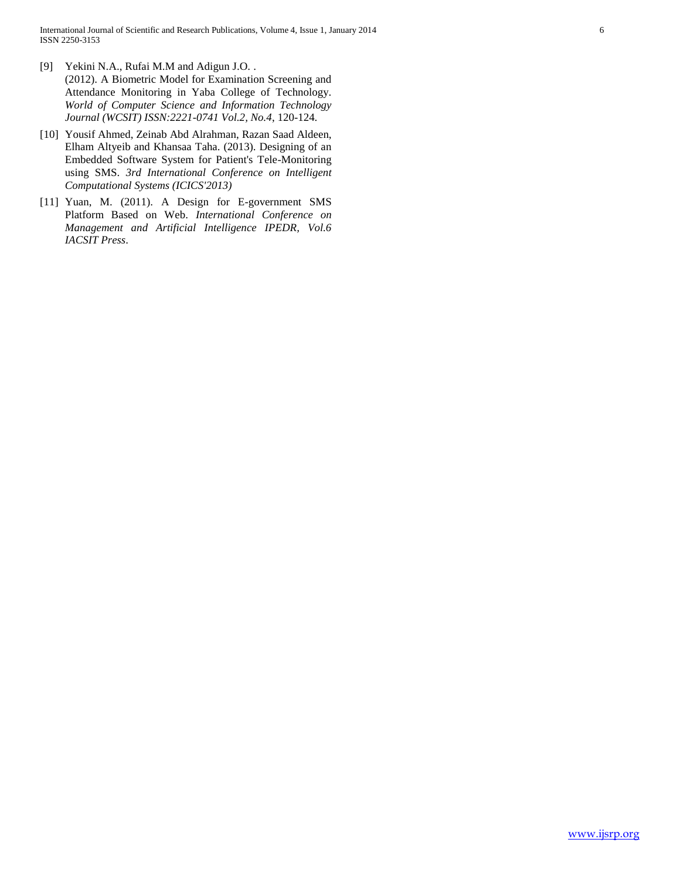[9] Yekini N.A., Rufai M.M and Adigun J.O. . (2012). A Biometric Model for Examination Screening and Attendance Monitoring in Yaba College of Technology. *World of Computer Science and Information Technology Journal (WCSIT) ISSN:2221-0741 Vol.2, No.4*, 120-124.

[10] Yousif Ahmed, Zeinab Abd Alrahman, Razan Saad Aldeen, Elham Altyeib and Khansaa Taha. (2013). Designing of an Embedded Software System for Patient's Tele-Monitoring using SMS. *3rd International Conference on Intelligent Computational Systems (ICICS'2013)*

[11] Yuan, M. (2011). A Design for E-government SMS Platform Based on Web. *International Conference on Management and Artificial Intelligence IPEDR, Vol.6 IACSIT Press*.